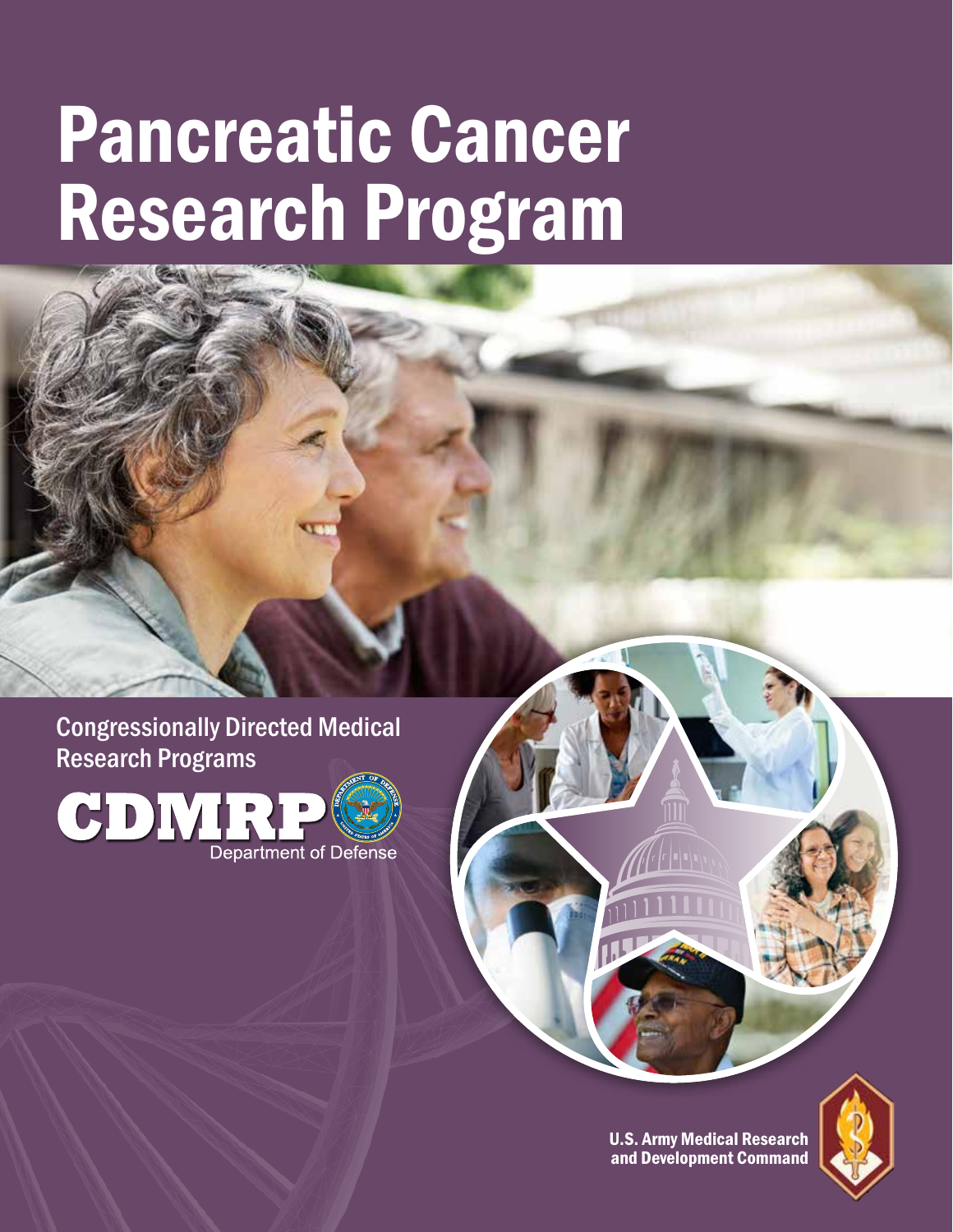# Pancreatic Cancer Research Program

Congressionally Directed Medical Research Programs

CDMRP

Department of Defense

U.S. Army Medical Research and Development Command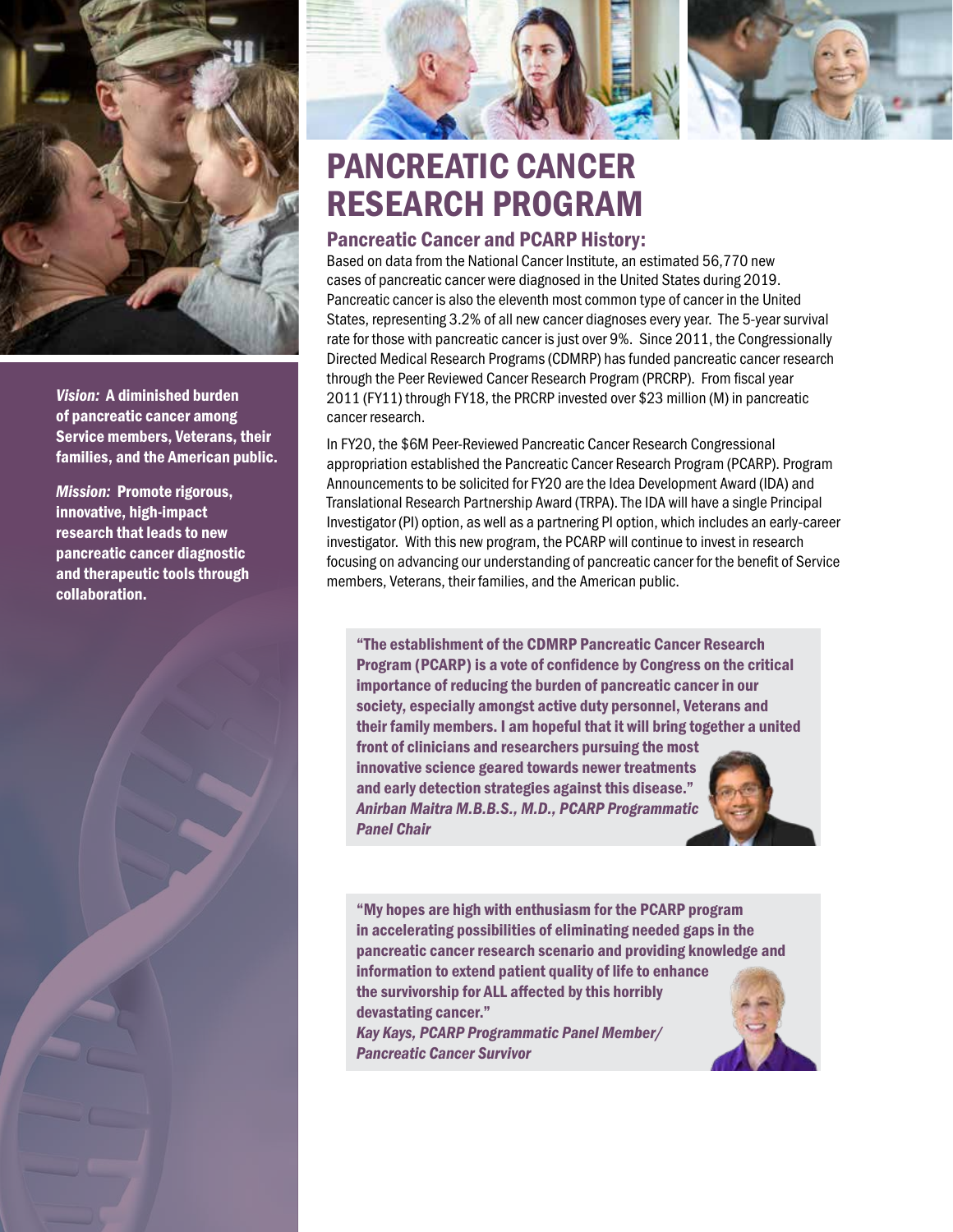# PANCREATIC CANCER RESEARCH PROGRAM

*Vision:* **A diminished burden of pancreatic cancer among Service members, Veterans, their families, and the American public.**

*Mission:* **Promote rigorous, innovative, high-impact research that leads to new pancreatic cancer diagnostic and therapeutic tools through collaboration.**

## Pancreatic Cancer and PCARP History:

Based on data from the National Cancer Institute, an estimated 56,770 new cases of pancreatic cancer were diagnosed in the United States during 2019. Pancreatic cancer is also the eleventh most common type of cancer in the United States, representing 3.2% of all new cancer diagnoses every year. The 5-year survival rate for those with pancreatic cancer is just over 9%. Since 2011, the Congressionally Directed Medical Research Programs (CDMRP) has funded pancreatic cancer research through the Peer Reviewed Cancer Research Program (PRCRP). From fiscal year 2011 (FY11) through FY18, the PRCRP invested over $23 million (M) in pancreatic cancer research.

In FY20, the $6M Peer-Reviewed Pancreatic Cancer Research Congressional appropriation established the Pancreatic Cancer Research Program (PCARP). Program Announcements to be solicited for FY20 are the Idea Development Award (IDA) and Translational Research Partnership Award (TRPA). The IDA will have a single Principal Investigator (PI) option, as well as a partnering PI option, which includes an early-career investigator. With this new program, the PCARP will continue to invest in research focusing on advancing our understanding of pancreatic cancer for the benefit of Service members, Veterans, their families, and the American public.

**"The establishment of the CDMRP Pancreatic Cancer Research Program (PCARP) is a vote of confidence by Congress on the critical importance of reducing the burden of pancreatic cancer in our society, especially amongst active duty personnel, Veterans and their family members. I am hopeful that it will bring together a united front of clinicians and researchers pursuing the most innovative science geared towards newer treatments and early detection strategies against this disease."**
***Anirban Maitra M.B.B.S., M.D., PCARP Programmatic Panel Chair***

**"My hopes are high with enthusiasm for the PCARP program in accelerating possibilities of eliminating needed gaps in the pancreatic cancer research scenario and providing knowledge and information to extend patient quality of life to enhance the survivorship for ALL affected by this horribly devastating cancer."**
***Kay Kays, PCARP Programmatic Panel Member/ Pancreatic Cancer Survivor***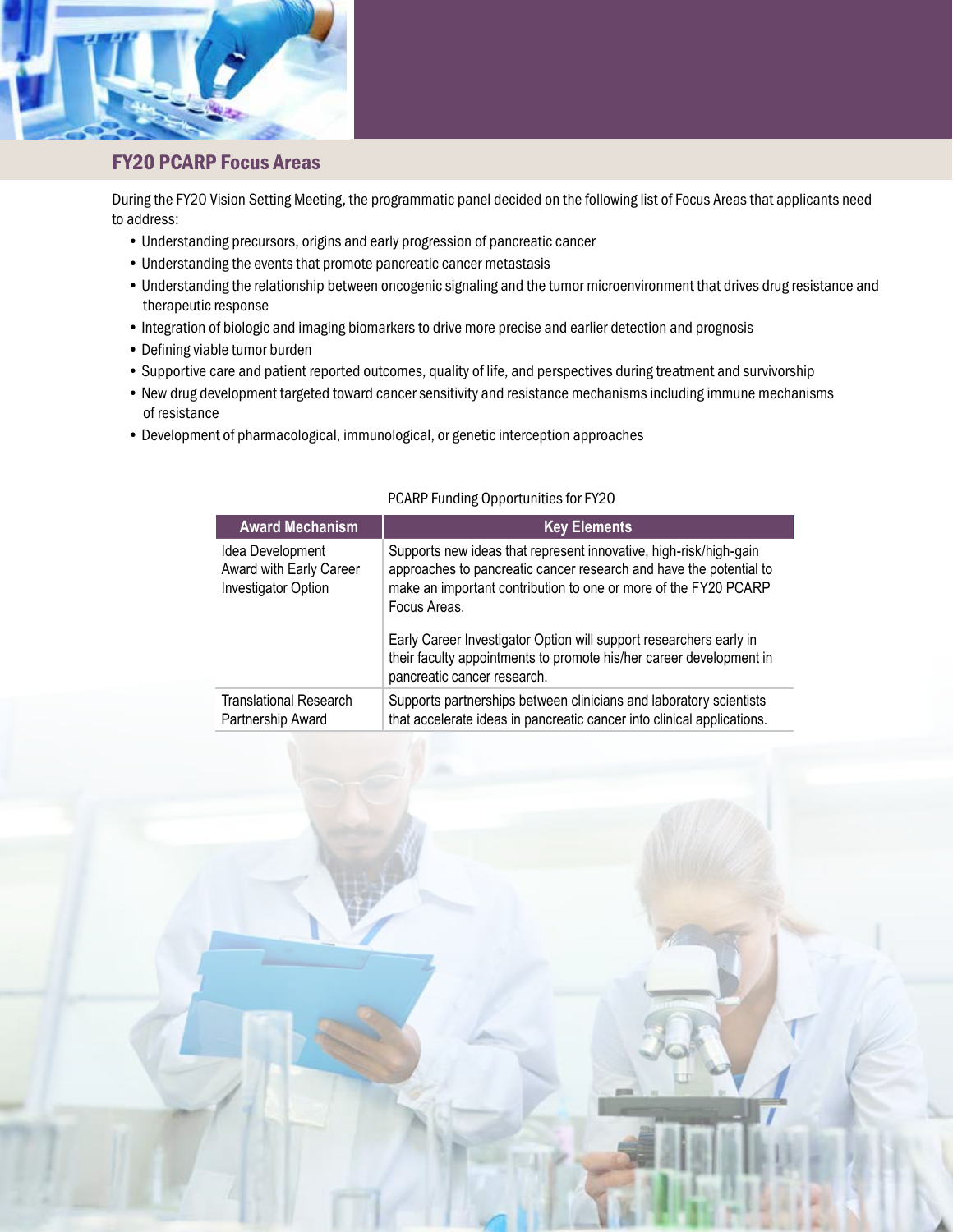## FY20 PCARP Focus Areas

During the FY20 Vision Setting Meeting, the programmatic panel decided on the following list of Focus Areas that applicants need to address:

- Understanding precursors, origins and early progression of pancreatic cancer
- Understanding the events that promote pancreatic cancer metastasis
- Understanding the relationship between oncogenic signaling and the tumor microenvironment that drives drug resistance and therapeutic response
- Integration of biologic and imaging biomarkers to drive more precise and earlier detection and prognosis
- Defining viable tumor burden
- Supportive care and patient reported outcomes, quality of life, and perspectives during treatment and survivorship
- New drug development targeted toward cancer sensitivity and resistance mechanisms including immune mechanisms of resistance
- Development of pharmacological, immunological, or genetic interception approaches

PCARP Funding Opportunities for FY20

| Award Mechanism | Key Elements |
| --- | --- |
| Idea Development Award with Early Career Investigator Option | Supports new ideas that represent innovative, high-risk/high-gain approaches to pancreatic cancer research and have the potential to make an important contribution to one or more of the FY20 PCARP Focus Areas.<br><br>Early Career Investigator Option will support researchers early in their faculty appointments to promote his/her career development in pancreatic cancer research. |
| Translational Research Partnership Award | Supports partnerships between clinicians and laboratory scientists that accelerate ideas in pancreatic cancer into clinical applications. |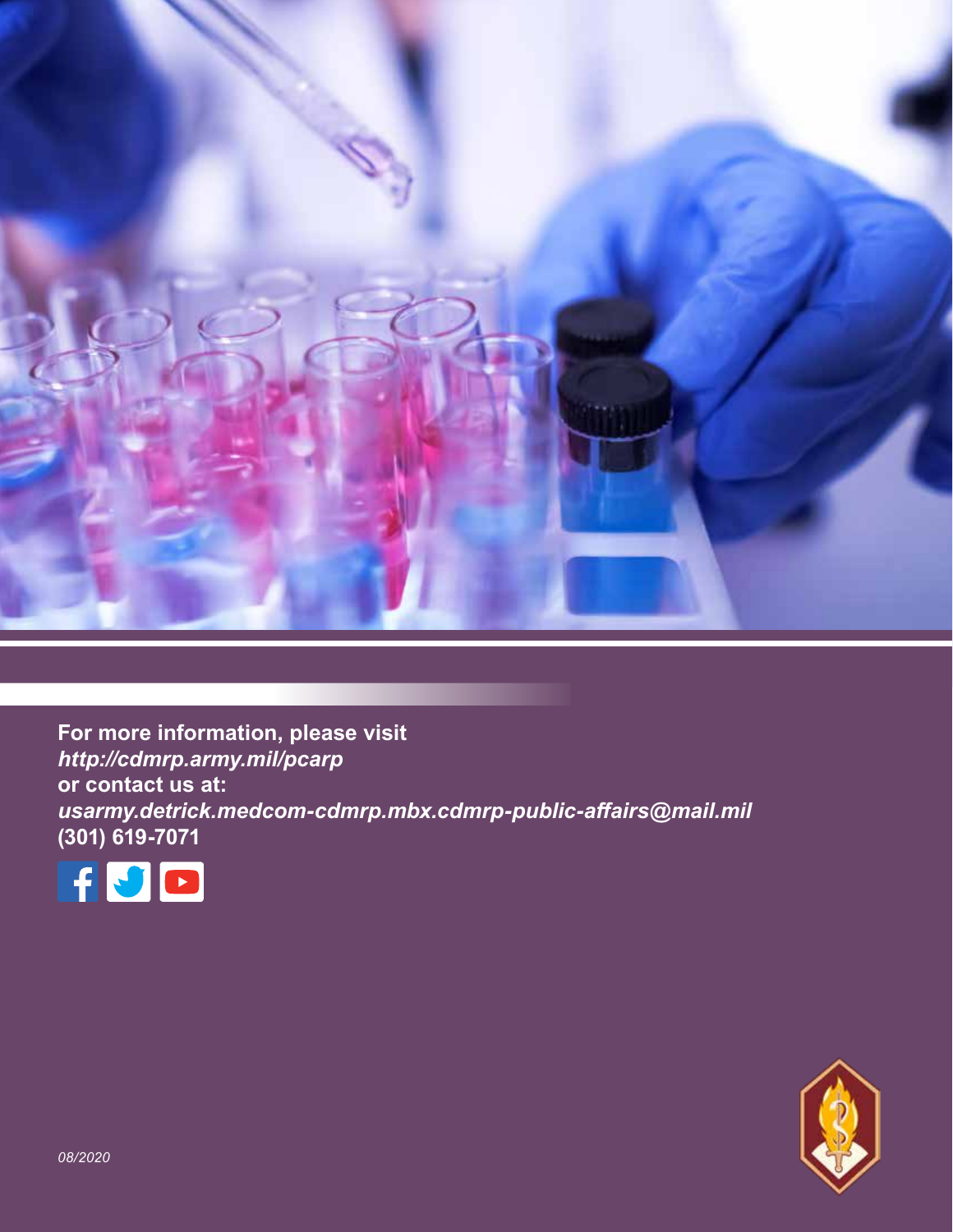**For more information, please visit**
***http://cdmrp.army.mil/pcarp***
**or contact us at:**
***usarmy.detrick.medcom-cdmrp.mbx.cdmrp-public-affairs@mail.mil***
**(301) 619-7071**

*08/2020*